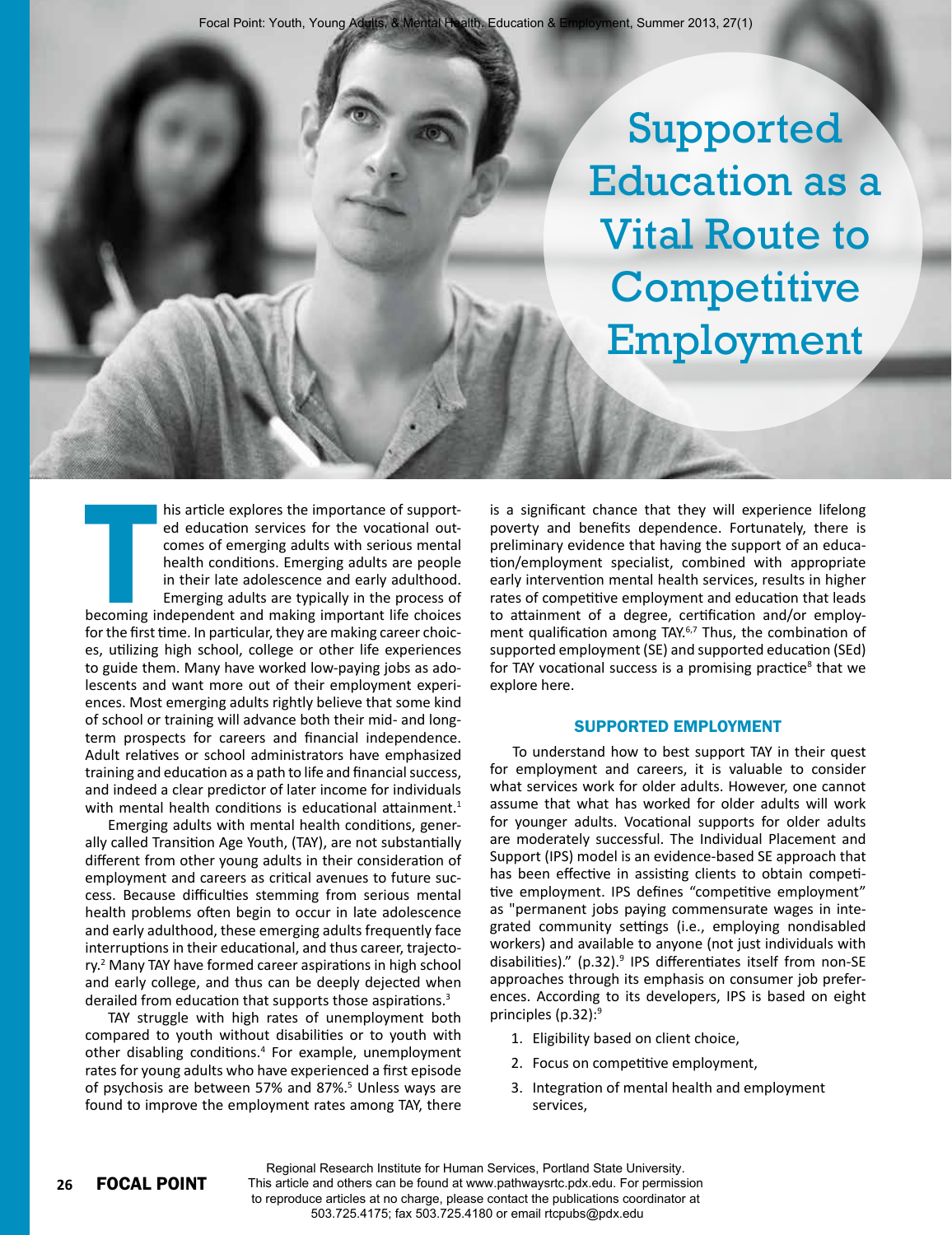# Supported Education as a Vital Route to Competitive Employment

This article explores the importance of supported education services for the vocational outcomes of emerging adults with serious mental health conditions. Emerging adults are people in their late adolescence and early adulthood. Emerging adults are typically in the process of becoming independent and making important life choices for the first time. In particular, they are making career choices, utilizing high school, college or other life experiences to guide them. Many have worked low-paying jobs as adolescents and want more out of their employment experiences. Most emerging adults rightly believe that some kind of school or training will advance both their mid- and long-term prospects for careers and financial independence. Adult relatives or school administrators have emphasized training and education as a path to life and financial success, and indeed a clear predictor of later income for individuals with mental health conditions is educational attainment.[1]

Emerging adults with mental health conditions, generally called Transition Age Youth, (TAY), are not substantially different from other young adults in their consideration of employment and careers as critical avenues to future success. Because difficulties stemming from serious mental health problems often begin to occur in late adolescence and early adulthood, these emerging adults frequently face interruptions in their educational, and thus career, trajectory.[2] Many TAY have formed career aspirations in high school and early college, and thus can be deeply dejected when derailed from education that supports those aspirations.[3]

TAY struggle with high rates of unemployment both compared to youth without disabilities or to youth with other disabling conditions.[4] For example, unemployment rates for young adults who have experienced a first episode of psychosis are between 57% and 87%.[5] Unless ways are found to improve the employment rates among TAY, there is a significant chance that they will experience lifelong poverty and benefits dependence. Fortunately, there is preliminary evidence that having the support of an education/employment specialist, combined with appropriate early intervention mental health services, results in higher rates of competitive employment and education that leads to attainment of a degree, certification and/or employment qualification among TAY.[6,7] Thus, the combination of supported employment (SE) and supported education (SEd) for TAY vocational success is a promising practice[8] that we explore here.

## SUPPORTED EMPLOYMENT

To understand how to best support TAY in their quest for employment and careers, it is valuable to consider what services work for older adults. However, one cannot assume that what has worked for older adults will work for younger adults. Vocational supports for older adults are moderately successful. The Individual Placement and Support (IPS) model is an evidence-based SE approach that has been effective in assisting clients to obtain competitive employment. IPS defines "competitive employment" as "permanent jobs paying commensurate wages in integrated community settings (i.e., employing nondisabled workers) and available to anyone (not just individuals with disabilities)." (p.32).[9] IPS differentiates itself from non-SE approaches through its emphasis on consumer job preferences. According to its developers, IPS is based on eight principles (p.32):[9]

1. Eligibility based on client choice,
2. Focus on competitive employment,
3. Integration of mental health and employment services,

Regional Research Institute for Human Services, Portland State University. This article and others can be found at www.pathwaysrtc.pdx.edu. For permission to reproduce articles at no charge, please contact the publications coordinator at 503.725.4175; fax 503.725.4180 or email rtcpubs@pdx.edu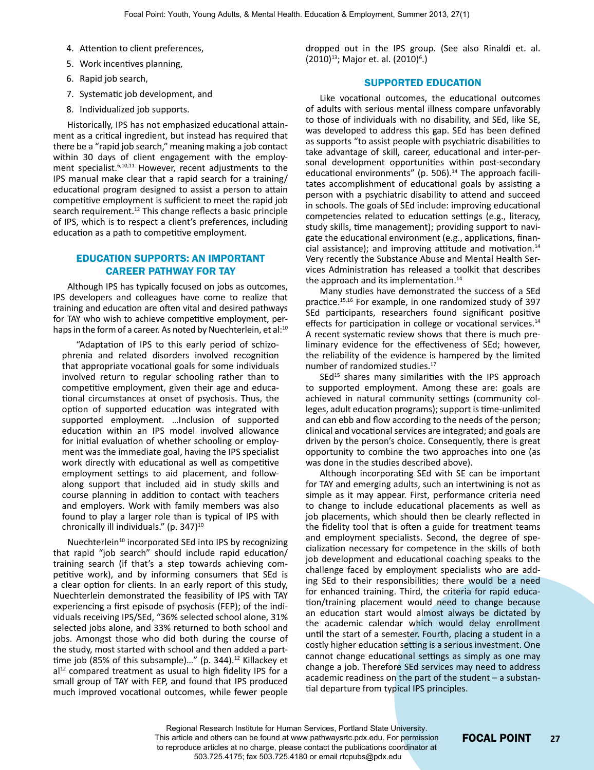4. Attention to client preferences,
5. Work incentives planning,
6. Rapid job search,
7. Systematic job development, and
8. Individualized job supports.

Historically, IPS has not emphasized educational attainment as a critical ingredient, but instead has required that there be a "rapid job search," meaning making a job contact within 30 days of client engagement with the employment specialist.[6,10,11] However, recent adjustments to the IPS manual make clear that a rapid search for a training/educational program designed to assist a person to attain competitive employment is sufficient to meet the rapid job search requirement.[12] This change reflects a basic principle of IPS, which is to respect a client's preferences, including education as a path to competitive employment.

## EDUCATION SUPPORTS: AN IMPORTANT CAREER PATHWAY FOR TAY

Although IPS has typically focused on jobs as outcomes, IPS developers and colleagues have come to realize that training and education are often vital and desired pathways for TAY who wish to achieve competitive employment, perhaps in the form of a career. As noted by Nuechterlein, et al:[10]

> "Adaptation of IPS to this early period of schizophrenia and related disorders involved recognition that appropriate vocational goals for some individuals involved return to regular schooling rather than to competitive employment, given their age and educational circumstances at onset of psychosis. Thus, the option of supported education was integrated with supported employment. …Inclusion of supported education within an IPS model involved allowance for initial evaluation of whether schooling or employment was the immediate goal, having the IPS specialist work directly with educational as well as competitive employment settings to aid placement, and follow-along support that included aid in study skills and course planning in addition to contact with teachers and employers. Work with family members was also found to play a larger role than is typical of IPS with chronically ill individuals." (p. 347)[10]

Nuechterlein[10] incorporated SEd into IPS by recognizing that rapid "job search" should include rapid education/training search (if that's a step towards achieving competitive work), and by informing consumers that SEd is a clear option for clients. In an early report of this study, Nuechterlein demonstrated the feasibility of IPS with TAY experiencing a first episode of psychosis (FEP); of the individuals receiving IPS/SEd, "36% selected school alone, 31% selected jobs alone, and 33% returned to both school and jobs. Amongst those who did both during the course of the study, most started with school and then added a part-time job (85% of this subsample)…" (p. 344).[12] Killackey et al[12] compared treatment as usual to high fidelity IPS for a small group of TAY with FEP, and found that IPS produced much improved vocational outcomes, while fewer people dropped out in the IPS group. (See also Rinaldi et. al. (2010)[13]; Major et. al. (2010)[6].)

## SUPPORTED EDUCATION

Like vocational outcomes, the educational outcomes of adults with serious mental illness compare unfavorably to those of individuals with no disability, and SEd, like SE, was developed to address this gap. SEd has been defined as supports "to assist people with psychiatric disabilities to take advantage of skill, career, educational and inter-personal development opportunities within post-secondary educational environments" (p. 506).[14] The approach facilitates accomplishment of educational goals by assisting a person with a psychiatric disability to attend and succeed in schools. The goals of SEd include: improving educational competencies related to education settings (e.g., literacy, study skills, time management); providing support to navigate the educational environment (e.g., applications, financial assistance); and improving attitude and motivation.[14] Very recently the Substance Abuse and Mental Health Services Administration has released a toolkit that describes the approach and its implementation.[14]

Many studies have demonstrated the success of a SEd practice.[15,16] For example, in one randomized study of 397 SEd participants, researchers found significant positive effects for participation in college or vocational services.[14] A recent systematic review shows that there is much preliminary evidence for the effectiveness of SEd; however, the reliability of the evidence is hampered by the limited number of randomized studies.[17]

SEd[15] shares many similarities with the IPS approach to supported employment. Among these are: goals are achieved in natural community settings (community colleges, adult education programs); support is time-unlimited and can ebb and flow according to the needs of the person; clinical and vocational services are integrated; and goals are driven by the person's choice. Consequently, there is great opportunity to combine the two approaches into one (as was done in the studies described above).

Although incorporating SEd with SE can be important for TAY and emerging adults, such an intertwining is not as simple as it may appear. First, performance criteria need to change to include educational placements as well as job placements, which should then be clearly reflected in the fidelity tool that is often a guide for treatment teams and employment specialists. Second, the degree of specialization necessary for competence in the skills of both job development and educational coaching speaks to the challenge faced by employment specialists who are adding SEd to their responsibilities; there would be a need for enhanced training. Third, the criteria for rapid education/training placement would need to change because an education start would almost always be dictated by the academic calendar which would delay enrollment until the start of a semester. Fourth, placing a student in a costly higher education setting is a serious investment. One cannot change educational settings as simply as one may change a job. Therefore SEd services may need to address academic readiness on the part of the student – a substantial departure from typical IPS principles.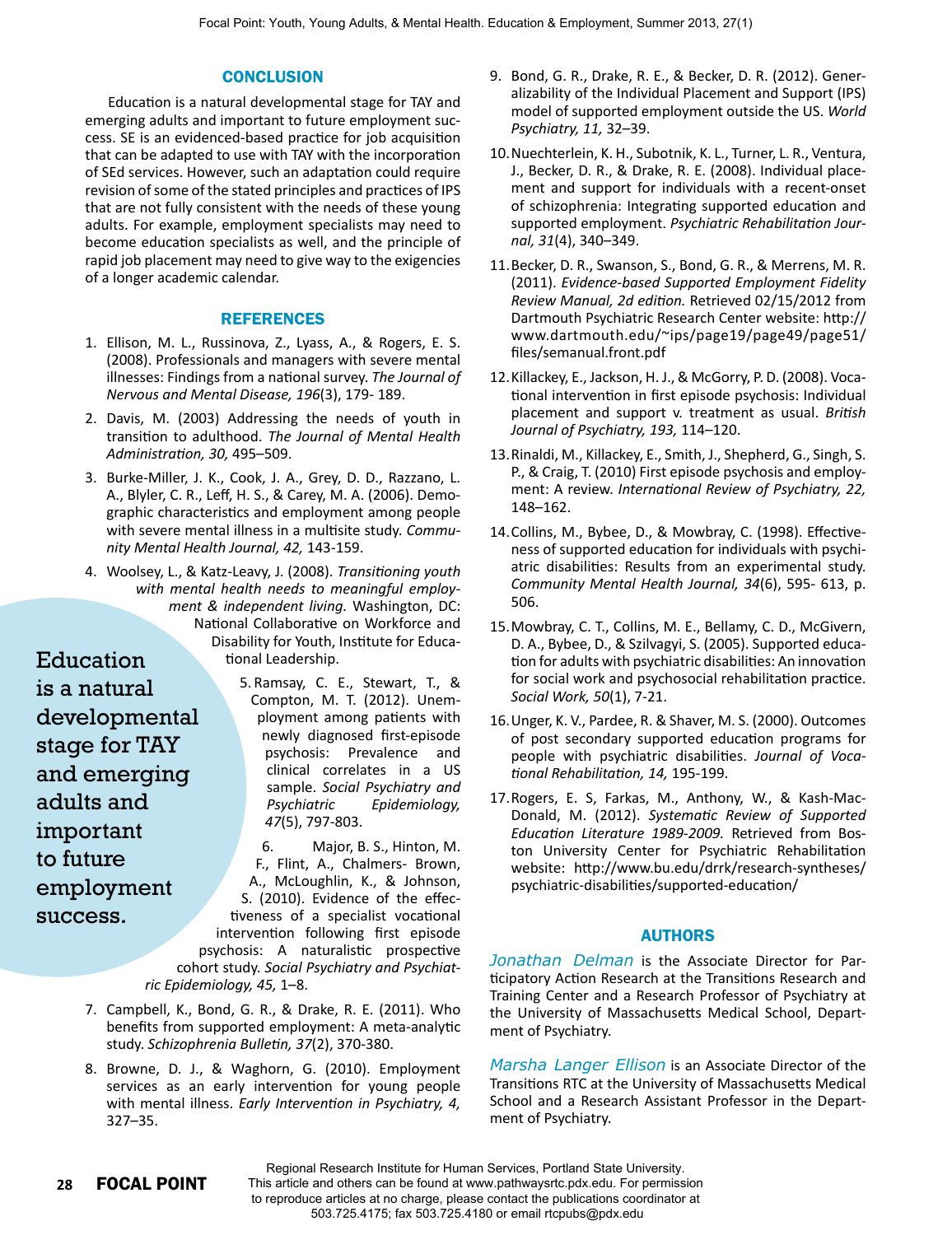## CONCLUSION

Education is a natural developmental stage for TAY and emerging adults and important to future employment success. SE is an evidenced-based practice for job acquisition that can be adapted to use with TAY with the incorporation of SEd services. However, such an adaptation could require revision of some of the stated principles and practices of IPS that are not fully consistent with the needs of these young adults. For example, employment specialists may need to become education specialists as well, and the principle of rapid job placement may need to give way to the exigencies of a longer academic calendar.

> Education is a natural developmental stage for TAY and emerging adults and important to future employment success.

## REFERENCES

1. Ellison, M. L., Russinova, Z., Lyass, A., & Rogers, E. S. (2008). Professionals and managers with severe mental illnesses: Findings from a national survey. *The Journal of Nervous and Mental Disease, 196*(3), 179- 189.
2. Davis, M. (2003) Addressing the needs of youth in transition to adulthood. *The Journal of Mental Health Administration, 30,* 495–509.
3. Burke-Miller, J. K., Cook, J. A., Grey, D. D., Razzano, L. A., Blyler, C. R., Leff, H. S., & Carey, M. A. (2006). Demographic characteristics and employment among people with severe mental illness in a multisite study. *Community Mental Health Journal, 42,* 143-159.
4. Woolsey, L., & Katz-Leavy, J. (2008). *Transitioning youth with mental health needs to meaningful employment & independent living.* Washington, DC: National Collaborative on Workforce and Disability for Youth, Institute for Educational Leadership.
5. Ramsay, C. E., Stewart, T., & Compton, M. T. (2012). Unemployment among patients with newly diagnosed first-episode psychosis: Prevalence and clinical correlates in a US sample. *Social Psychiatry and Psychiatric Epidemiology, 47*(5), 797-803.
6. Major, B. S., Hinton, M. F., Flint, A., Chalmers- Brown, A., McLoughlin, K., & Johnson, S. (2010). Evidence of the effectiveness of a specialist vocational intervention following first episode psychosis: A naturalistic prospective cohort study. *Social Psychiatry and Psychiatric Epidemiology, 45,* 1–8.
7. Campbell, K., Bond, G. R., & Drake, R. E. (2011). Who benefits from supported employment: A meta-analytic study. *Schizophrenia Bulletin, 37*(2), 370-380.
8. Browne, D. J., & Waghorn, G. (2010). Employment services as an early intervention for young people with mental illness. *Early Intervention in Psychiatry, 4,* 327–35.
9. Bond, G. R., Drake, R. E., & Becker, D. R. (2012). Generalizability of the Individual Placement and Support (IPS) model of supported employment outside the US. *World Psychiatry, 11,* 32–39.
10. Nuechterlein, K. H., Subotnik, K. L., Turner, L. R., Ventura, J., Becker, D. R., & Drake, R. E. (2008). Individual placement and support for individuals with a recent-onset of schizophrenia: Integrating supported education and supported employment. *Psychiatric Rehabilitation Journal, 31*(4), 340–349.
11. Becker, D. R., Swanson, S., Bond, G. R., & Merrens, M. R. (2011). *Evidence-based Supported Employment Fidelity Review Manual, 2d edition.* Retrieved 02/15/2012 from Dartmouth Psychiatric Research Center website: http://www.dartmouth.edu/~ips/page19/page49/page51/files/semanual.front.pdf
12. Killackey, E., Jackson, H. J., & McGorry, P. D. (2008). Vocational intervention in first episode psychosis: Individual placement and support v. treatment as usual. *British Journal of Psychiatry, 193,* 114–120.
13. Rinaldi, M., Killackey, E., Smith, J., Shepherd, G., Singh, S. P., & Craig, T. (2010) First episode psychosis and employment: A review. *International Review of Psychiatry, 22,* 148–162.
14. Collins, M., Bybee, D., & Mowbray, C. (1998). Effectiveness of supported education for individuals with psychiatric disabilities: Results from an experimental study. *Community Mental Health Journal, 34*(6), 595- 613, p. 506.
15. Mowbray, C. T., Collins, M. E., Bellamy, C. D., McGivern, D. A., Bybee, D., & Szilvagyi, S. (2005). Supported education for adults with psychiatric disabilities: An innovation for social work and psychosocial rehabilitation practice. *Social Work, 50*(1), 7-21.
16. Unger, K. V., Pardee, R. & Shaver, M. S. (2000). Outcomes of post secondary supported education programs for people with psychiatric disabilities. *Journal of Vocational Rehabilitation, 14,* 195-199.
17. Rogers, E. S, Farkas, M., Anthony, W., & Kash-MacDonald, M. (2012). *Systematic Review of Supported Education Literature 1989-2009.* Retrieved from Boston University Center for Psychiatric Rehabilitation website: http://www.bu.edu/drrk/research-syntheses/psychiatric-disabilities/supported-education/

## AUTHORS

*Jonathan Delman* is the Associate Director for Participatory Action Research at the Transitions Research and Training Center and a Research Professor of Psychiatry at the University of Massachusetts Medical School, Department of Psychiatry.

*Marsha Langer Ellison* is an Associate Director of the Transitions RTC at the University of Massachusetts Medical School and a Research Assistant Professor in the Department of Psychiatry.

Regional Research Institute for Human Services, Portland State University. This article and others can be found at www.pathwaysrtc.pdx.edu. For permission to reproduce articles at no charge, please contact the publications coordinator at 503.725.4175; fax 503.725.4180 or email rtcpubs@pdx.edu